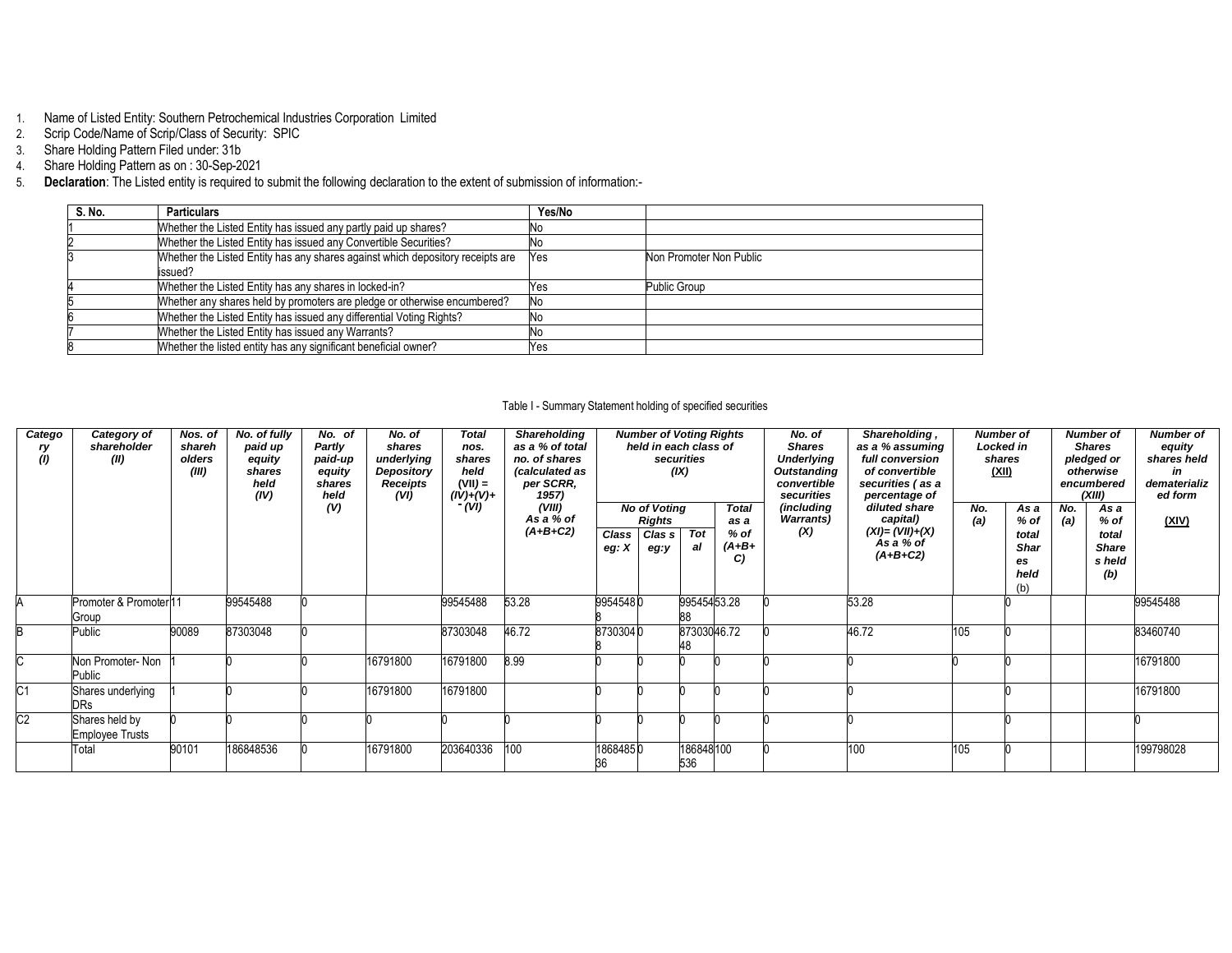1. Name of Listed Entity: Southern Petrochemical Industries Corporation Limited
2. Scrip Code/Name of Scrip/Class of Security: SPIC
3. Share Holding Pattern Filed under: 31b
4. Share Holding Pattern as on : 30-Sep-2021
5. **Declaration**: The Listed entity is required to submit the following declaration to the extent of submission of information:-

| S. No. | Particulars | Yes/No | |
|---|---|---|---|
| 1 | Whether the Listed Entity has issued any partly paid up shares? | No | |
| 2 | Whether the Listed Entity has issued any Convertible Securities? | No | |
| 3 | Whether the Listed Entity has any shares against which depository receipts are issued? | Yes | Non Promoter Non Public |
| 4 | Whether the Listed Entity has any shares in locked-in? | Yes | Public Group |
| 5 | Whether any shares held by promoters are pledge or otherwise encumbered? | No | |
| 6 | Whether the Listed Entity has issued any differential Voting Rights? | No | |
| 7 | Whether the Listed Entity has issued any Warrants? | No | |
| 8 | Whether the listed entity has any significant beneficial owner? | Yes | |

Table I - Summary Statement holding of specified securities

| Category (I) | Category of shareholder (II) | Nos. of shareholders (III) | No. of fully paid up equity shares held (IV) | No. of Partly paid-up equity shares held (V) | No. of shares underlying Depository Receipts (VI) | Total nos. shares held (VII) = (IV)+(V)+ (VI) | Shareholding as a % of total no. of shares (calculated as per SCRR, 1957) (VIII) As a % of (A+B+C2) | Number of Voting Rights held in each class of securities (IX) | | | | No. of Shares Underlying Outstanding convertible securities (including Warrants) (X) | Shareholding , as a % assuming full conversion of convertible securities ( as a percentage of diluted share capital) (XI)= (VII)+(X) As a % of (A+B+C2) | Number of Locked in shares (XII) | | Number of Shares pledged or otherwise encumbered (XIII) | | Number of equity shares held in dematerialized form (XIV) |
|---|---|---|---|---|---|---|---|---|---|---|---|---|---|---|---|---|---|---|
| | | | | | | | | No of Voting Rights | | | Total as a % of (A+B+C) | | | No. (a) | As a % of total Shares held (b) | No. (a) | As a % of total Shares held (b) | |
| | | | | | | | | Class eg: X | Class eg:y | Total | | | | | | | | |
| A | Promoter & Promoter Group | 11 | 99545488 | 0 | | 99545488 | 53.28 | 99545488 | 0 | 99545488 | 53.28 | 0 | 53.28 | | 0 | | | 99545488 |
| B | Public | 90089 | 87303048 | 0 | | 87303048 | 46.72 | 87303048 | 0 | 87303048 | 46.72 | 0 | 46.72 | 105 | 0 | | | 83460740 |
| C | Non Promoter- Non Public | 1 | 0 | 0 | 16791800 | 16791800 | 8.99 | 0 | 0 | 0 | 0 | 0 | 0 | 0 | 0 | | | 16791800 |
| C1 | Shares underlying DRs | 1 | 0 | 0 | 16791800 | 16791800 | | 0 | 0 | 0 | 0 | 0 | 0 | | 0 | | | 16791800 |
| C2 | Shares held by Employee Trusts | 0 | 0 | 0 | 0 | 0 | 0 | 0 | 0 | 0 | 0 | 0 | 0 | | 0 | | | 0 |
| | Total | 90101 | 186848536 | 0 | 16791800 | 203640336 | 100 | 186848536 | 0 | 186848536 | 100 | 0 | 100 | 105 | 0 | | | 199798028 |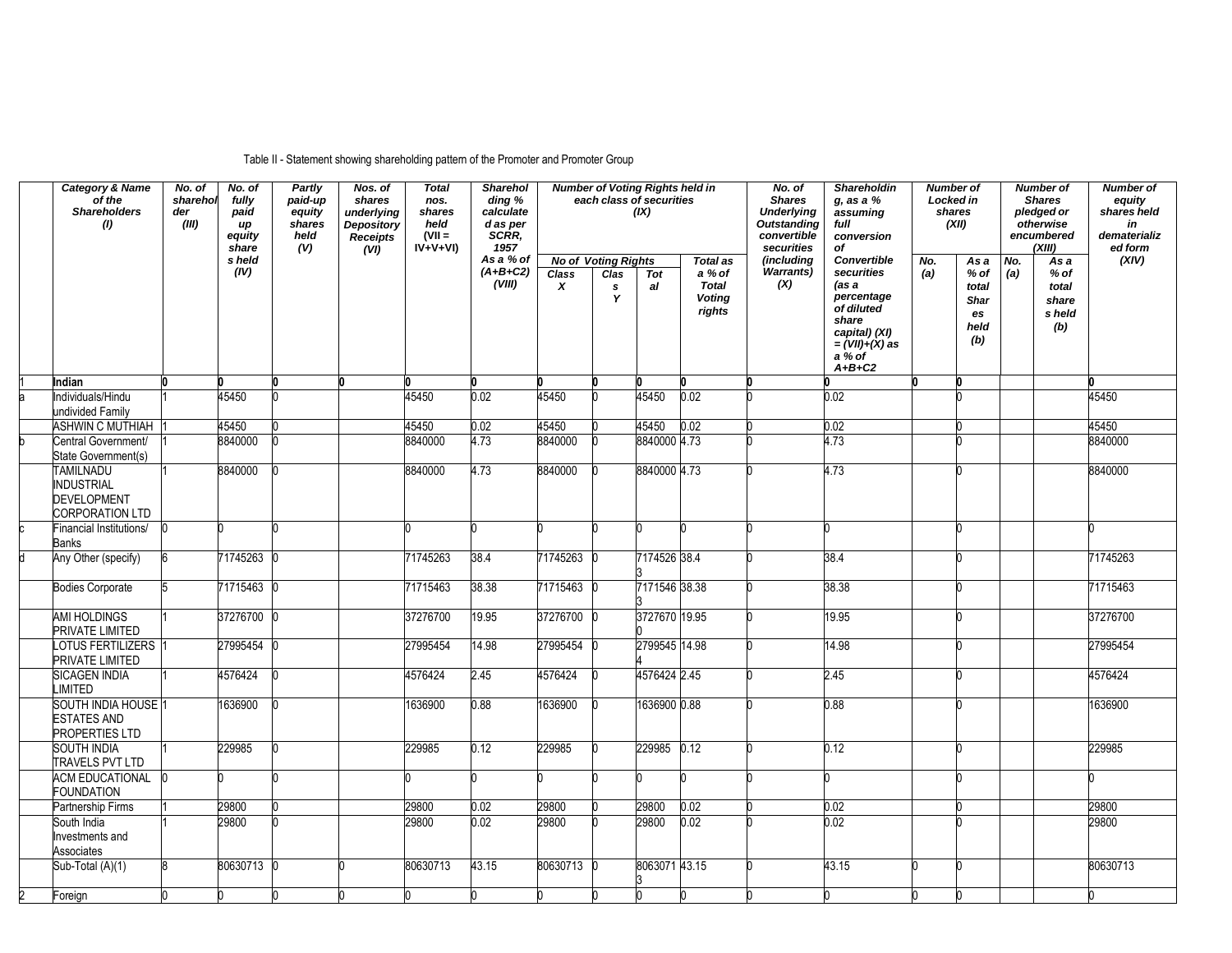Table II - Statement showing shareholding pattern of the Promoter and Promoter Group

| | Category & Name of the Shareholders (I) | No. of shareholder (III) | No. of fully paid up equity shares held (IV) | Partly paid-up equity shares held (V) | Nos. of shares underlying Depository Receipts (VI) | Total nos. shares held (VII = IV+V+VI) | Shareholding % calculated as per SCRR, 1957 As a % of (A+B+C2) (VIII) | Number of Voting Rights held in each class of securities (IX) | | | | No. of Shares Underlying Outstanding convertible securities (including Warrants) (X) | Shareholding, as a % assuming full conversion of Convertible securities (as a percentage of diluted share capital) (XI) = (VII)+(X) as a % of A+B+C2 | Number of Locked in shares (XII) | | Number of Shares pledged or otherwise encumbered (XIII) | | Number of equity shares held in dematerialized form (XIV) |
|---|---|---|---|---|---|---|---|---|---|---|---|---|---|---|---|---|---|---|
| | | | | | | | | No of Voting Rights | | | Total as a % of Total Voting rights | | | No. (a) | As a % of total Shares held (b) | No. (a) | As a % of total shares held (b) | |
| | | | | | | | | Class X | Class Y | Total | | | | | | | | |
| 1 | **Indian** | 0 | 0 | 0 | 0 | 0 | 0 | 0 | 0 | 0 | 0 | 0 | 0 | 0 | 0 | | | 0 |
| a | Individuals/Hindu undivided Family | 1 | 45450 | 0 | | 45450 | 0.02 | 45450 | 0 | 45450 | 0.02 | 0 | 0.02 | | 0 | | | 45450 |
| | ASHWIN C MUTHIAH | 1 | 45450 | 0 | | 45450 | 0.02 | 45450 | 0 | 45450 | 0.02 | 0 | 0.02 | | 0 | | | 45450 |
| b | Central Government/ State Government(s) | 1 | 8840000 | 0 | | 8840000 | 4.73 | 8840000 | 0 | 8840000 | 4.73 | 0 | 4.73 | | 0 | | | 8840000 |
| | TAMILNADU INDUSTRIAL DEVELOPMENT CORPORATION LTD | 1 | 8840000 | 0 | | 8840000 | 4.73 | 8840000 | 0 | 8840000 | 4.73 | 0 | 4.73 | | 0 | | | 8840000 |
| c | Financial Institutions/ Banks | 0 | 0 | 0 | | 0 | 0 | 0 | 0 | 0 | 0 | 0 | 0 | | 0 | | | 0 |
| d | Any Other (specify) | 6 | 71745263 | 0 | | 71745263 | 38.4 | 71745263 | 0 | 71745263 | 38.4 | 0 | 38.4 | | 0 | | | 71745263 |
| | Bodies Corporate | 5 | 71715463 | 0 | | 71715463 | 38.38 | 71715463 | 0 | 71715463 | 38.38 | 0 | 38.38 | | 0 | | | 71715463 |
| | AMI HOLDINGS PRIVATE LIMITED | 1 | 37276700 | 0 | | 37276700 | 19.95 | 37276700 | 0 | 37276700 | 19.95 | 0 | 19.95 | | 0 | | | 37276700 |
| | LOTUS FERTILIZERS PRIVATE LIMITED | 1 | 27995454 | 0 | | 27995454 | 14.98 | 27995454 | 0 | 27995454 | 14.98 | 0 | 14.98 | | 0 | | | 27995454 |
| | SICAGEN INDIA LIMITED | 1 | 4576424 | 0 | | 4576424 | 2.45 | 4576424 | 0 | 4576424 | 2.45 | 0 | 2.45 | | 0 | | | 4576424 |
| | SOUTH INDIA HOUSE ESTATES AND PROPERTIES LTD | 1 | 1636900 | 0 | | 1636900 | 0.88 | 1636900 | 0 | 1636900 | 0.88 | 0 | 0.88 | | 0 | | | 1636900 |
| | SOUTH INDIA TRAVELS PVT LTD | 1 | 229985 | 0 | | 229985 | 0.12 | 229985 | 0 | 229985 | 0.12 | 0 | 0.12 | | 0 | | | 229985 |
| | ACM EDUCATIONAL FOUNDATION | 0 | 0 | 0 | | 0 | 0 | 0 | 0 | 0 | 0 | 0 | 0 | | 0 | | | 0 |
| | Partnership Firms | 1 | 29800 | 0 | | 29800 | 0.02 | 29800 | 0 | 29800 | 0.02 | 0 | 0.02 | | 0 | | | 29800 |
| | South India Investments and Associates | 1 | 29800 | 0 | | 29800 | 0.02 | 29800 | 0 | 29800 | 0.02 | 0 | 0.02 | | 0 | | | 29800 |
| | Sub-Total (A)(1) | 8 | 80630713 | 0 | 0 | 80630713 | 43.15 | 80630713 | 0 | 80630713 | 43.15 | 0 | 43.15 | 0 | 0 | | | 80630713 |
| 2 | Foreign | 0 | 0 | 0 | 0 | 0 | 0 | 0 | 0 | 0 | 0 | 0 | 0 | 0 | 0 | | | 0 |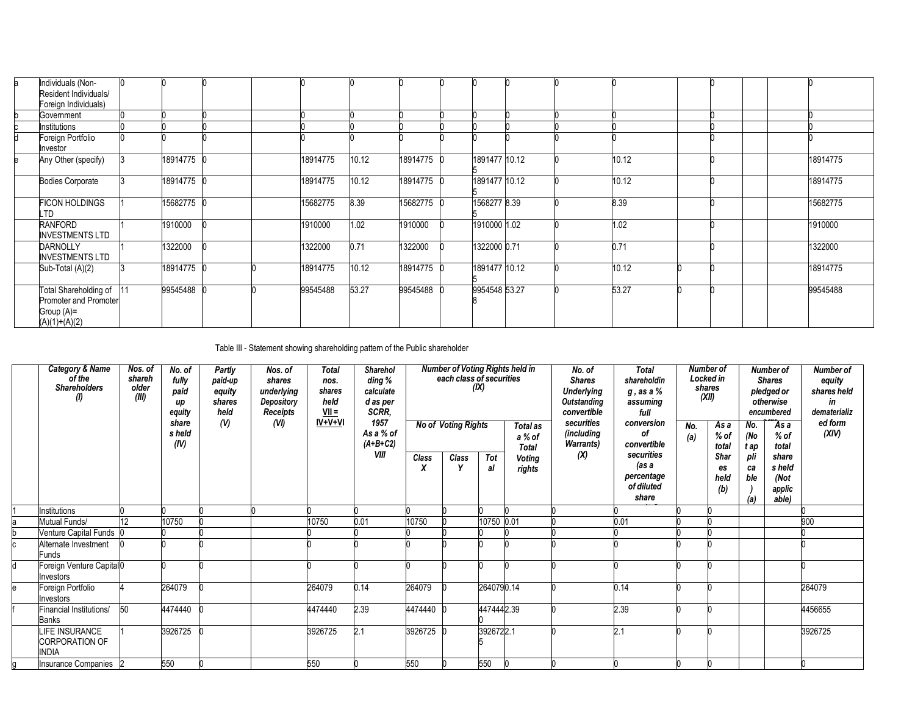| | | | | | | | | | | | | | | | | | | |
|---|---|---|---|---|---|---|---|---|---|---|---|---|---|---|---|---|---|---|
| a | Individuals (Non-Resident Individuals/ Foreign Individuals) | 0 | 0 | 0 | | 0 | 0 | 0 | 0 | 0 | 0 | 0 | 0 | | 0 | | | 0 |
| b | Government | 0 | 0 | 0 | | 0 | 0 | 0 | 0 | 0 | 0 | 0 | 0 | | 0 | | | 0 |
| c | Institutions | 0 | 0 | 0 | | 0 | 0 | 0 | 0 | 0 | 0 | 0 | 0 | | 0 | | | 0 |
| d | Foreign Portfolio Investor | 0 | 0 | 0 | | 0 | 0 | 0 | 0 | 0 | 0 | 0 | 0 | | 0 | | | 0 |
| e | Any Other (specify) | 3 | 18914775 | 0 | | 18914775 | 10.12 | 18914775 | 0 | 18914775 | 10.12 | 0 | 10.12 | | 0 | | | 18914775 |
| | Bodies Corporate | 3 | 18914775 | 0 | | 18914775 | 10.12 | 18914775 | 0 | 18914775 | 10.12 | 0 | 10.12 | | 0 | | | 18914775 |
| | FICON HOLDINGS LTD | 1 | 15682775 | 0 | | 15682775 | 8.39 | 15682775 | 0 | 15682775 | 8.39 | 0 | 8.39 | | 0 | | | 15682775 |
| | RANFORD INVESTMENTS LTD | 1 | 1910000 | 0 | | 1910000 | 1.02 | 1910000 | 0 | 1910000 | 1.02 | 0 | 1.02 | | 0 | | | 1910000 |
| | DARNOLLY INVESTMENTS LTD | 1 | 1322000 | 0 | | 1322000 | 0.71 | 1322000 | 0 | 1322000 | 0.71 | 0 | 0.71 | | 0 | | | 1322000 |
| | Sub-Total (A)(2) | 3 | 18914775 | 0 | 0 | 18914775 | 10.12 | 18914775 | 0 | 18914775 | 10.12 | 0 | 10.12 | 0 | 0 | | | 18914775 |
| | Total Shareholding of Promoter and Promoter Group (A)= (A)(1)+(A)(2) | 11 | 99545488 | 0 | 0 | 99545488 | 53.27 | 99545488 | 0 | 99545488 | 53.27 | 0 | 53.27 | 0 | 0 | | | 99545488 |

Table III - Statement showing shareholding pattern of the Public shareholder

| | ***Category & Name of the Shareholders (I)*** | ***Nos. of shareholder (III)*** | ***No. of fully paid up equity share s held (IV)*** | ***Partly paid-up equity shares held (V)*** | ***Nos. of shares underlying Depository Receipts (VI)*** | ***Total nos. shares held VII = IV+V+VI*** | ***Shareholding % calculated as per SCRR, 1957 As a % of (A+B+C2) VIII*** | ***Number of Voting Rights held in each class of securities (IX)*** | | | | ***No. of Shares Underlying Outstanding convertible securities (including Warrants) (X)*** | ***Total shareholding, as a % assuming full conversion of convertible securities (as a percentage of diluted share capital)*** | ***Number of Locked in shares (XII)*** | | ***Number of Shares pledged or otherwise encumbered (XIII)*** | | ***Number of equity shares held in dematerialized form (XIV)*** |
|---|---|---|---|---|---|---|---|---|---|---|---|---|---|---|---|---|---|---|
| | | | | | | | | ***No of Voting Rights*** | | | ***Total as a % of Total Voting rights*** | | | ***No. (a)*** | ***As a % of total Shares held (b)*** | ***No. (Not applicable) (a)*** | ***As a % of total shares held (Not applicable)*** | |
| | | | | | | | | ***Class X*** | ***Class Y*** | ***Total*** | | | | | | | | |
| 1 | Institutions | 0 | 0 | 0 | 0 | 0 | 0 | 0 | 0 | 0 | 0 | 0 | 0 | 0 | 0 | | | 0 |
| a | Mutual Funds/ | 12 | 10750 | 0 | | 10750 | 0.01 | 10750 | 0 | 10750 | 0.01 | 0 | 0.01 | 0 | 0 | | | 900 |
| b | Venture Capital Funds | 0 | 0 | 0 | | 0 | 0 | 0 | 0 | 0 | 0 | 0 | 0 | 0 | 0 | | | 0 |
| c | Alternate Investment Funds | 0 | 0 | 0 | | 0 | 0 | 0 | 0 | 0 | 0 | 0 | 0 | 0 | 0 | | | 0 |
| d | Foreign Venture Capital Investors | 0 | 0 | 0 | | 0 | 0 | 0 | 0 | 0 | 0 | 0 | 0 | 0 | 0 | | | 0 |
| e | Foreign Portfolio Investors | 4 | 264079 | 0 | | 264079 | 0.14 | 264079 | 0 | 264079 | 0.14 | 0 | 0.14 | 0 | 0 | | | 264079 |
| f | Financial Institutions/ Banks | 50 | 4474440 | 0 | | 4474440 | 2.39 | 4474440 | 0 | 4474440 | 2.39 | 0 | 2.39 | 0 | 0 | | | 4456655 |
| | LIFE INSURANCE CORPORATION OF INDIA | 1 | 3926725 | 0 | | 3926725 | 2.1 | 3926725 | 0 | 3926725 | 2.1 | 0 | 2.1 | 0 | 0 | | | 3926725 |
| g | Insurance Companies | 2 | 550 | 0 | | 550 | 0 | 550 | 0 | 550 | 0 | 0 | 0 | 0 | 0 | | | 0 |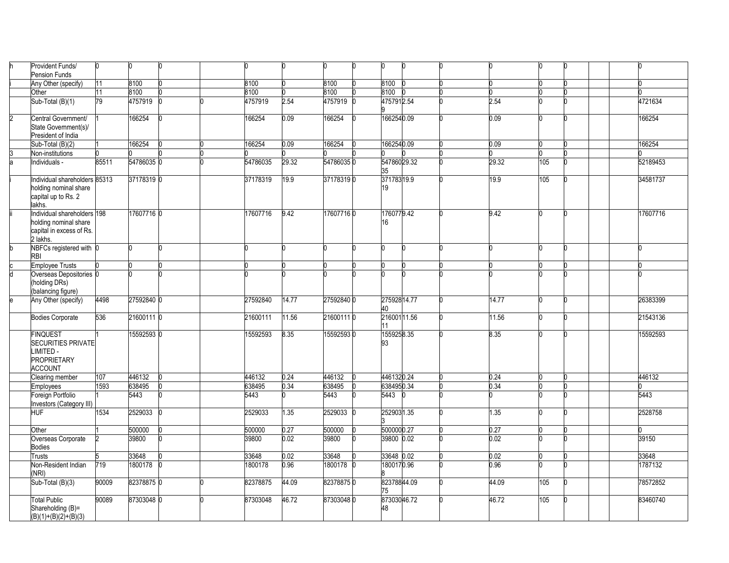| | | | | | | | | | | | | | | | | | | |
|---|---|---|---|---|---|---|---|---|---|---|---|---|---|---|---|---|---|---|
| h | Provident Funds/ Pension Funds | 0 | 0 | 0 | | 0 | 0 | 0 | 0 | 0 | 0 | 0 | 0 | 0 | 0 | | | 0 |
| i | Any Other (specify) | 11 | 8100 | 0 | | 8100 | 0 | 8100 | 0 | 8100 | 0 | 0 | 0 | 0 | 0 | | | 0 |
| | Other | 11 | 8100 | 0 | | 8100 | 0 | 8100 | 0 | 8100 | 0 | 0 | 0 | 0 | 0 | | | 0 |
| | Sub-Total (B)(1) | 79 | 4757919 | 0 | 0 | 4757919 | 2.54 | 4757919 | 0 | 4757919 | 2.54 | 0 | 2.54 | 0 | 0 | | | 4721634 |
| 2 | Central Government/ State Government(s)/ President of India | 1 | 166254 | 0 | | 166254 | 0.09 | 166254 | 0 | 166254 | 0.09 | 0 | 0.09 | 0 | 0 | | | 166254 |
| | Sub-Total (B)(2) | 1 | 166254 | 0 | 0 | 166254 | 0.09 | 166254 | 0 | 166254 | 0.09 | 0 | 0.09 | 0 | 0 | | | 166254 |
| 3 | Non-institutions | 0 | 0 | 0 | 0 | 0 | 0 | 0 | 0 | 0 | 0 | 0 | 0 | 0 | 0 | | | 0 |
| a | Individuals - | 85511 | 54786035 | 0 | 0 | 54786035 | 29.32 | 54786035 | 0 | 54786035 | 29.32 | 0 | 29.32 | 105 | 0 | | | 52189453 |
| i | Individual shareholders holding nominal share capital up to Rs. 2 lakhs. | 85313 | 37178319 | 0 | | 37178319 | 19.9 | 37178319 | 0 | 37178319 | 19.9 | 0 | 19.9 | 105 | 0 | | | 34581737 |
| ii | Individual shareholders holding nominal share capital in excess of Rs. 2 lakhs. | 198 | 17607716 | 0 | | 17607716 | 9.42 | 17607716 | 0 | 17607716 | 9.42 | 0 | 9.42 | 0 | 0 | | | 17607716 |
| b | NBFCs registered with RBI | 0 | 0 | 0 | | 0 | 0 | 0 | 0 | 0 | 0 | 0 | 0 | 0 | 0 | | | 0 |
| c | Employee Trusts | 0 | 0 | 0 | | 0 | 0 | 0 | 0 | 0 | 0 | 0 | 0 | 0 | 0 | | | 0 |
| d | Overseas Depositories (holding DRs) (balancing figure) | 0 | 0 | 0 | | 0 | 0 | 0 | 0 | 0 | 0 | 0 | 0 | 0 | 0 | | | 0 |
| e | Any Other (specify) | 4498 | 27592840 | 0 | | 27592840 | 14.77 | 27592840 | 0 | 27592840 | 14.77 | 0 | 14.77 | 0 | 0 | | | 26383399 |
| | Bodies Corporate | 536 | 21600111 | 0 | | 21600111 | 11.56 | 21600111 | 0 | 21600111 | 11.56 | 0 | 11.56 | 0 | 0 | | | 21543136 |
| | FINQUEST SECURITIES PRIVATE LIMITED - PROPRIETARY ACCOUNT | 1 | 15592593 | 0 | | 15592593 | 8.35 | 15592593 | 0 | 15592593 | 8.35 | 0 | 8.35 | 0 | 0 | | | 15592593 |
| | Clearing member | 107 | 446132 | 0 | | 446132 | 0.24 | 446132 | 0 | 446132 | 0.24 | 0 | 0.24 | 0 | 0 | | | 446132 |
| | Employees | 1593 | 638495 | 0 | | 638495 | 0.34 | 638495 | 0 | 638495 | 0.34 | 0 | 0.34 | 0 | 0 | | | 0 |
| | Foreign Portfolio Investors (Category III) | 1 | 5443 | 0 | | 5443 | 0 | 5443 | 0 | 5443 | 0 | 0 | 0 | 0 | 0 | | | 5443 |
| | HUF | 1534 | 2529033 | 0 | | 2529033 | 1.35 | 2529033 | 0 | 2529033 | 1.35 | 0 | 1.35 | 0 | 0 | | | 2528758 |
| | Other | 1 | 500000 | 0 | | 500000 | 0.27 | 500000 | 0 | 500000 | 0.27 | 0 | 0.27 | 0 | 0 | | | 0 |
| | Overseas Corporate Bodies | 2 | 39800 | 0 | | 39800 | 0.02 | 39800 | 0 | 39800 | 0.02 | 0 | 0.02 | 0 | 0 | | | 39150 |
| | Trusts | 5 | 33648 | 0 | | 33648 | 0.02 | 33648 | 0 | 33648 | 0.02 | 0 | 0.02 | 0 | 0 | | | 33648 |
| | Non-Resident Indian (NRI) | 719 | 1800178 | 0 | | 1800178 | 0.96 | 1800178 | 0 | 1800178 | 0.96 | 0 | 0.96 | 0 | 0 | | | 1787132 |
| | Sub-Total (B)(3) | 90009 | 82378875 | 0 | 0 | 82378875 | 44.09 | 82378875 | 0 | 82378875 | 44.09 | 0 | 44.09 | 105 | 0 | | | 78572852 |
| | Total Public Shareholding (B)= (B)(1)+(B)(2)+(B)(3) | 90089 | 87303048 | 0 | 0 | 87303048 | 46.72 | 87303048 | 0 | 87303048 | 46.72 | 0 | 46.72 | 105 | 0 | | | 83460740 |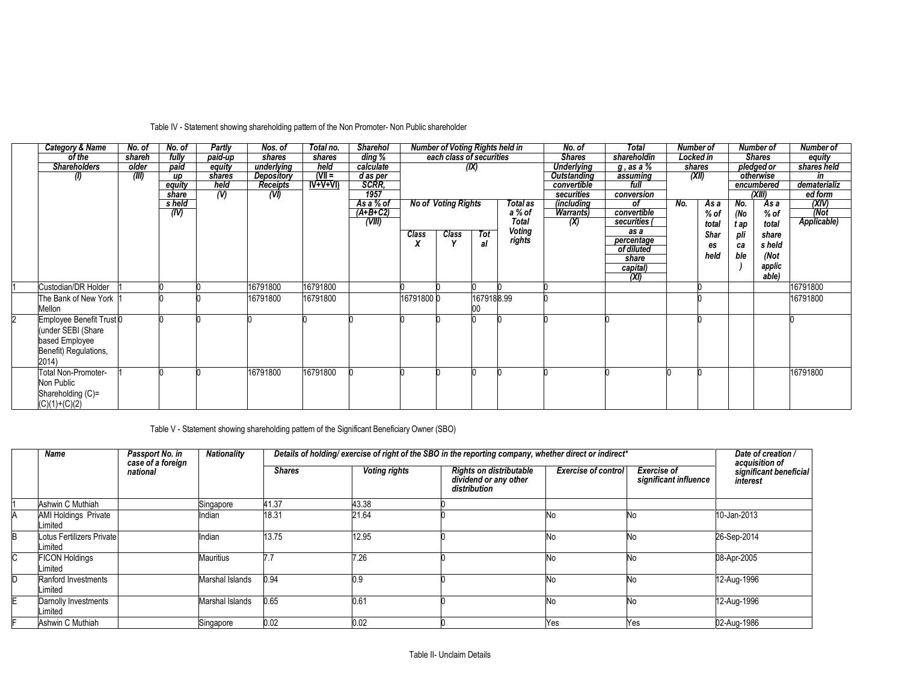Table IV - Statement showing shareholding pattern of the Non Promoter- Non Public shareholder

| | Category & Name of the Shareholders (I) | No. of shareholder (III) | No. of fully paid up equity share s held (IV) | Partly paid-up equity shares held (V) | Nos. of shares underlying Depository Receipts (VI) | Total no. shares held (VII = IV+V+VI) | Shareholding % calculated as per SCRR, 1957 As a % of (A+B+C2) (VIII) | Number of Voting Rights held in each class of securities (IX) | | | | No. of Shares Underlying Outstanding convertible securities (including Warrants) (X) | Total shareholding , as a % assuming full conversion of convertible securities ( as a percentage of diluted share capital) (XI) | Number of Locked in shares (XII) | | Number of Shares pledged or otherwise encumbered (XIII) | | Number of equity shares held in dematerialized form (XIV) (Not Applicable) |
|---|---|---|---|---|---|---|---|---|---|---|---|---|---|---|---|---|---|---|
| | | | | | | | | No of Voting Rights | | | Total as a % of Total Voting rights | | | No. | As a % of total Shares held | No. (Not applicable) | As a % of total share s held (Not applicable) | |
| | | | | | | | | Class X | Class Y | Total | | | | | | | | |
| 1 | Custodian/DR Holder | 1 | 0 | 0 | 16791800 | 16791800 | | 0 | 0 | 0 | 0 | 0 | | | 0 | | | 16791800 |
| | The Bank of New York Mellon | 1 | 0 | 0 | 16791800 | 16791800 | | 16791800 | 0 | 16791800 | 8.99 | 0 | | | 0 | | | 16791800 |
| 2 | Employee Benefit Trust (under SEBI (Share based Employee Benefit) Regulations, 2014) | 0 | 0 | 0 | 0 | 0 | 0 | 0 | 0 | 0 | 0 | 0 | 0 | | 0 | | | 0 |
| | Total Non-Promoter- Non Public Shareholding (C)= (C)(1)+(C)(2) | 1 | 0 | 0 | 16791800 | 16791800 | 0 | 0 | 0 | 0 | 0 | 0 | 0 | 0 | 0 | | | 16791800 |

Table V - Statement showing shareholding pattern of the Significant Beneficiary Owner (SBO)

| | Name | Passport No. in case of a foreign national | Nationality | Details of holding/ exercise of right of the SBO in the reporting company, whether direct or indirect* | | | | | Date of creation / acquisition of significant beneficial interest |
|---|---|---|---|---|---|---|---|---|---|
| | | | | Shares | Voting rights | Rights on distributable dividend or any other distribution | Exercise of control | Exercise of significant influence | |
| 1 | Ashwin C Muthiah | | Singapore | 41.37 | 43.38 | 0 | | | |
| A | AMI Holdings Private Limited | | Indian | 18.31 | 21.64 | 0 | No | No | 10-Jan-2013 |
| B | Lotus Fertilizers Private Limited | | Indian | 13.75 | 12.95 | 0 | No | No | 26-Sep-2014 |
| C | FICON Holdings Limited | | Mauritius | 7.7 | 7.26 | 0 | No | No | 08-Apr-2005 |
| D | Ranford Investments Limited | | Marshal Islands | 0.94 | 0.9 | 0 | No | No | 12-Aug-1996 |
| E | Darnolly Investments Limited | | Marshal Islands | 0.65 | 0.61 | 0 | No | No | 12-Aug-1996 |
| F | Ashwin C Muthiah | | Singapore | 0.02 | 0.02 | 0 | Yes | Yes | 02-Aug-1986 |

Table II- Unclaim Details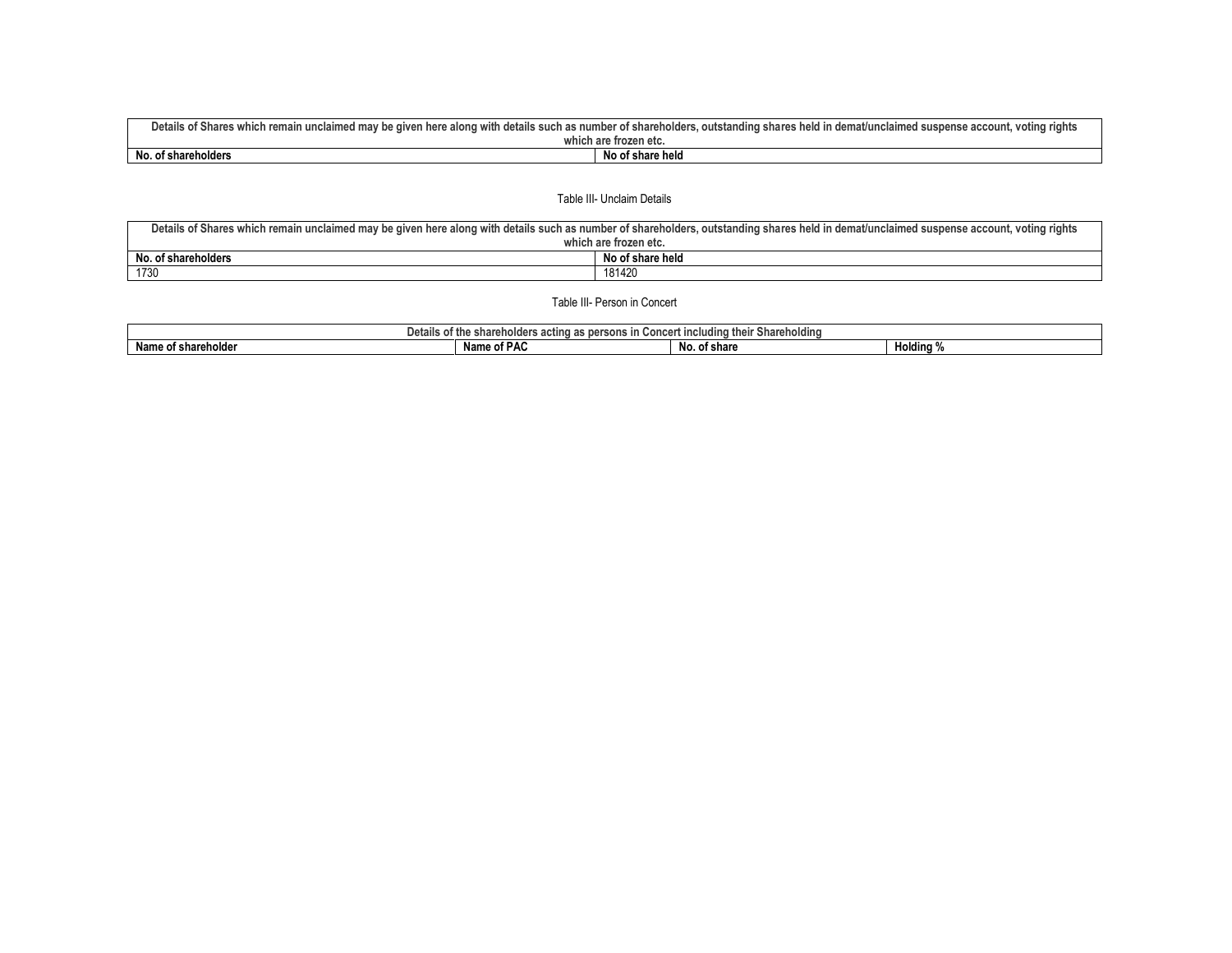| Details of Shares which remain unclaimed may be given here along with details such as number of shareholders, outstanding shares held in demat/unclaimed suspense account, voting rights which are frozen etc. | |
| --- | --- |
| **No. of shareholders** | **No of share held** |

Table III- Unclaim Details

| Details of Shares which remain unclaimed may be given here along with details such as number of shareholders, outstanding shares held in demat/unclaimed suspense account, voting rights which are frozen etc. | |
| --- | --- |
| **No. of shareholders** | **No of share held** |
| 1730 | 181420 |

Table III- Person in Concert

| Details of the shareholders acting as persons in Concert including their Shareholding | | | |
| --- | --- | --- | --- |
| **Name of shareholder** | **Name of PAC** | **No. of share** | **Holding %** |